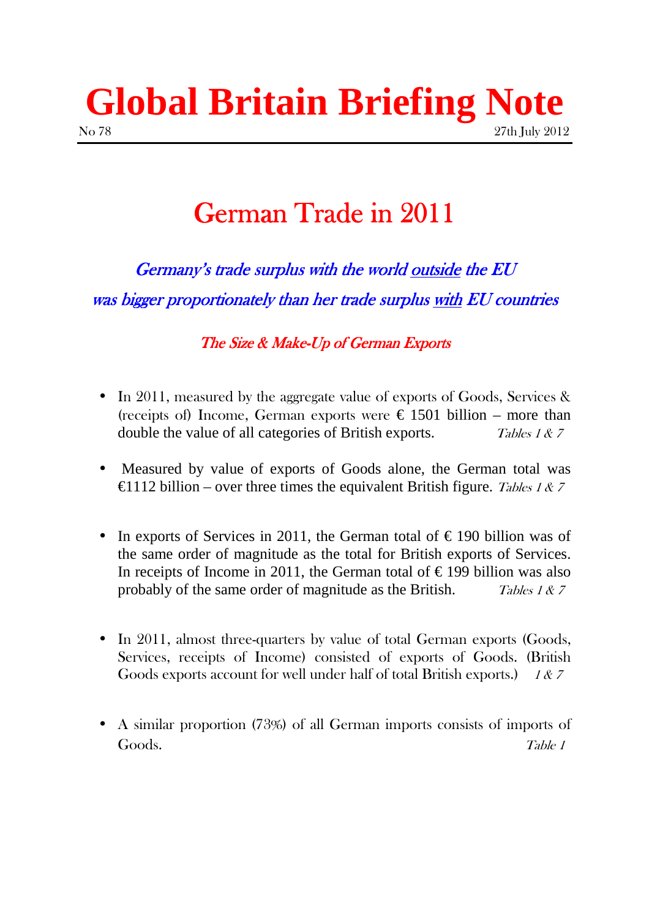# Global Britain Briefing Note

No 78 27th July 2012

## German Trade in 2011

*Germany's trade surplus with the world outside the EU was bigger proportionately than her trade surplus with EU countries*

### *The Size & Make-Up of German Exports*

- In 2011, measured by the aggregate value of exports of Goods, Services & (receipts of) Income, German exports were € 1501 billion – more than double the value of all categories of British exports. *Tables 1 & 7*

- Measured by value of exports of Goods alone, the German total was €1112 billion – over three times the equivalent British figure. *Tables 1 & 7*

- In exports of Services in 2011, the German total of € 190 billion was of the same order of magnitude as the total for British exports of Services. In receipts of Income in 2011, the German total of € 199 billion was also probably of the same order of magnitude as the British. *Tables 1 & 7*

- In 2011, almost three-quarters by value of total German exports (Goods, Services, receipts of Income) consisted of exports of Goods. (British Goods exports account for well under half of total British exports.) *1 & 7*

- A similar proportion (73%) of all German imports consists of imports of Goods. *Table 1*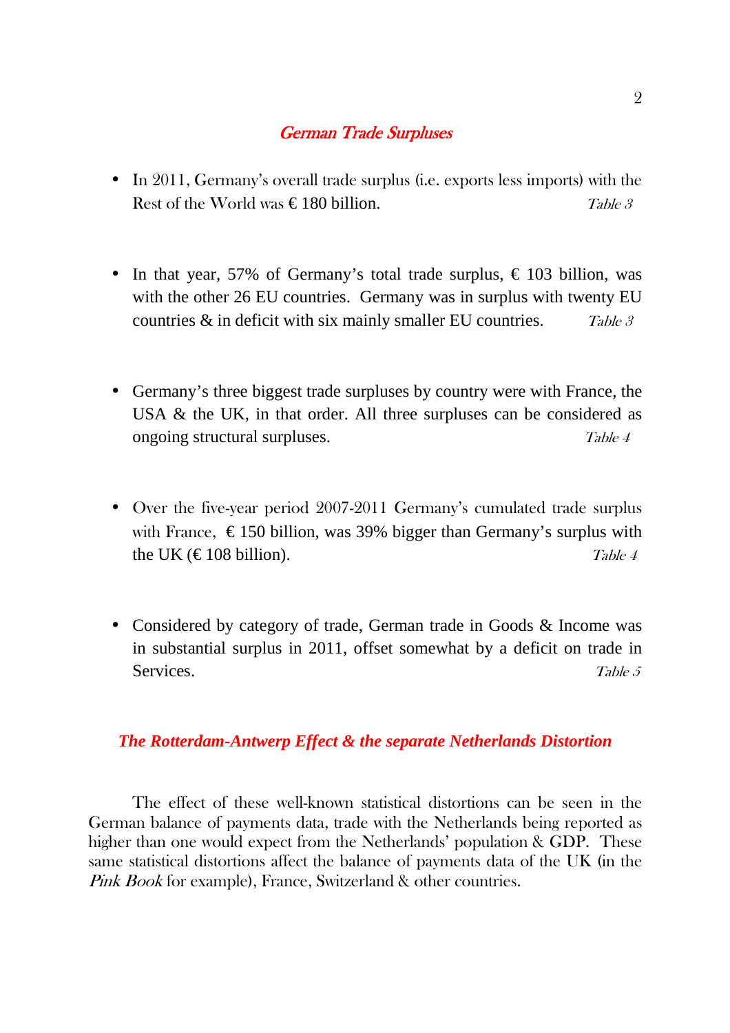## *German Trade Surpluses*

- In 2011, Germany's overall trade surplus (i.e. exports less imports) with the Rest of the World was € 180 billion. *Table 3*

- In that year, 57% of Germany's total trade surplus, € 103 billion, was with the other 26 EU countries. Germany was in surplus with twenty EU countries & in deficit with six mainly smaller EU countries. *Table 3*

- Germany's three biggest trade surpluses by country were with France, the USA & the UK, in that order. All three surpluses can be considered as ongoing structural surpluses. *Table 4*

- Over the five-year period 2007-2011 Germany's cumulated trade surplus with France, € 150 billion, was 39% bigger than Germany's surplus with the UK (€ 108 billion). *Table 4*

- Considered by category of trade, German trade in Goods & Income was in substantial surplus in 2011, offset somewhat by a deficit on trade in Services. *Table 5*

## *The Rotterdam-Antwerp Effect & the separate Netherlands Distortion*

The effect of these well-known statistical distortions can be seen in the German balance of payments data, trade with the Netherlands being reported as higher than one would expect from the Netherlands' population & GDP. These same statistical distortions affect the balance of payments data of the UK (in the *Pink Book* for example), France, Switzerland & other countries.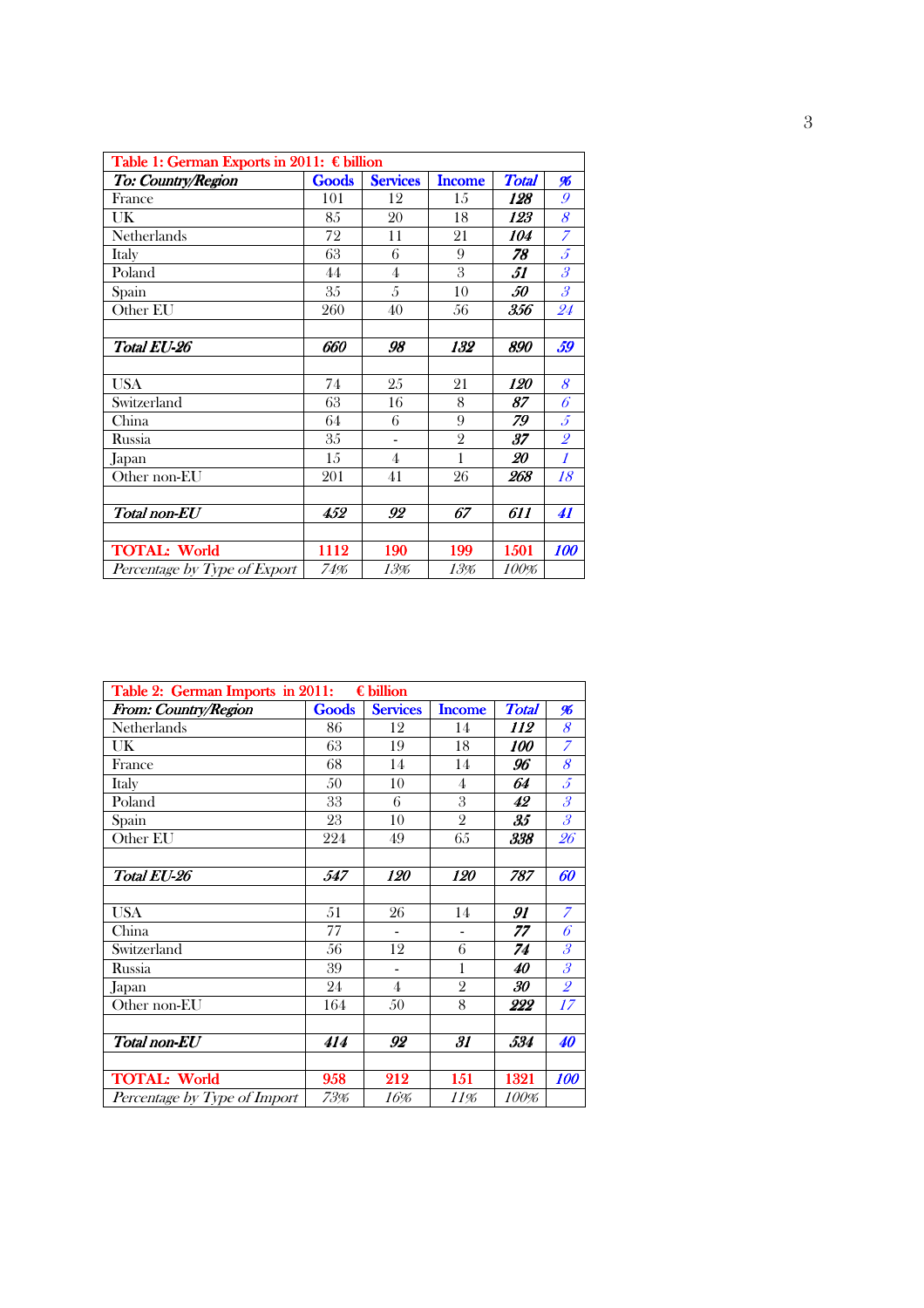| Table 1: German Exports in 2011: € billion | | | | | |
|---|---|---|---|---|---|
| ***To: Country/Region*** | **Goods** | **Services** | **Income** | ***Total*** | ***%*** |
| France | 101 | 12 | 15 | ***128*** | *9* |
| UK | 85 | 20 | 18 | ***123*** | *8* |
| Netherlands | 72 | 11 | 21 | ***104*** | *7* |
| Italy | 63 | 6 | 9 | ***78*** | *5* |
| Poland | 44 | 4 | 3 | ***51*** | *3* |
| Spain | 35 | 5 | 10 | ***50*** | *3* |
| Other EU | 260 | 40 | 56 | ***356*** | *24* |
| | | | | | |
| ***Total EU-26*** | ***660*** | ***98*** | ***132*** | ***890*** | ***59*** |
| | | | | | |
| USA | 74 | 25 | 21 | ***120*** | *8* |
| Switzerland | 63 | 16 | 8 | ***87*** | *6* |
| China | 64 | 6 | 9 | ***79*** | *5* |
| Russia | 35 | - | 2 | ***37*** | *2* |
| Japan | 15 | 4 | 1 | ***20*** | *1* |
| Other non-EU | 201 | 41 | 26 | ***268*** | *18* |
| | | | | | |
| ***Total non-EU*** | ***452*** | ***92*** | ***67*** | ***611*** | ***41*** |
| | | | | | |
| **TOTAL: World** | **1112** | **190** | **199** | **1501** | ***100*** |
| *Percentage by Type of Export* | *74%* | *13%* | *13%* | *100%* | |

| Table 2: German Imports in 2011: € billion | | | | | |
|---|---|---|---|---|---|
| ***From: Country/Region*** | **Goods** | **Services** | **Income** | ***Total*** | ***%*** |
| Netherlands | 86 | 12 | 14 | ***112*** | *8* |
| UK | 63 | 19 | 18 | ***100*** | *7* |
| France | 68 | 14 | 14 | ***96*** | *8* |
| Italy | 50 | 10 | 4 | ***64*** | *5* |
| Poland | 33 | 6 | 3 | ***42*** | *3* |
| Spain | 23 | 10 | 2 | ***35*** | *3* |
| Other EU | 224 | 49 | 65 | ***338*** | *26* |
| | | | | | |
| ***Total EU-26*** | ***547*** | ***120*** | ***120*** | ***787*** | ***60*** |
| | | | | | |
| USA | 51 | 26 | 14 | ***91*** | *7* |
| China | 77 | - | - | ***77*** | *6* |
| Switzerland | 56 | 12 | 6 | ***74*** | *3* |
| Russia | 39 | - | 1 | ***40*** | *3* |
| Japan | 24 | 4 | 2 | ***30*** | *2* |
| Other non-EU | 164 | 50 | 8 | ***222*** | *17* |
| | | | | | |
| ***Total non-EU*** | ***414*** | ***92*** | ***31*** | ***534*** | ***40*** |
| | | | | | |
| **TOTAL: World** | **958** | **212** | **151** | **1321** | ***100*** |
| *Percentage by Type of Import* | *73%* | *16%* | *11%* | *100%* | |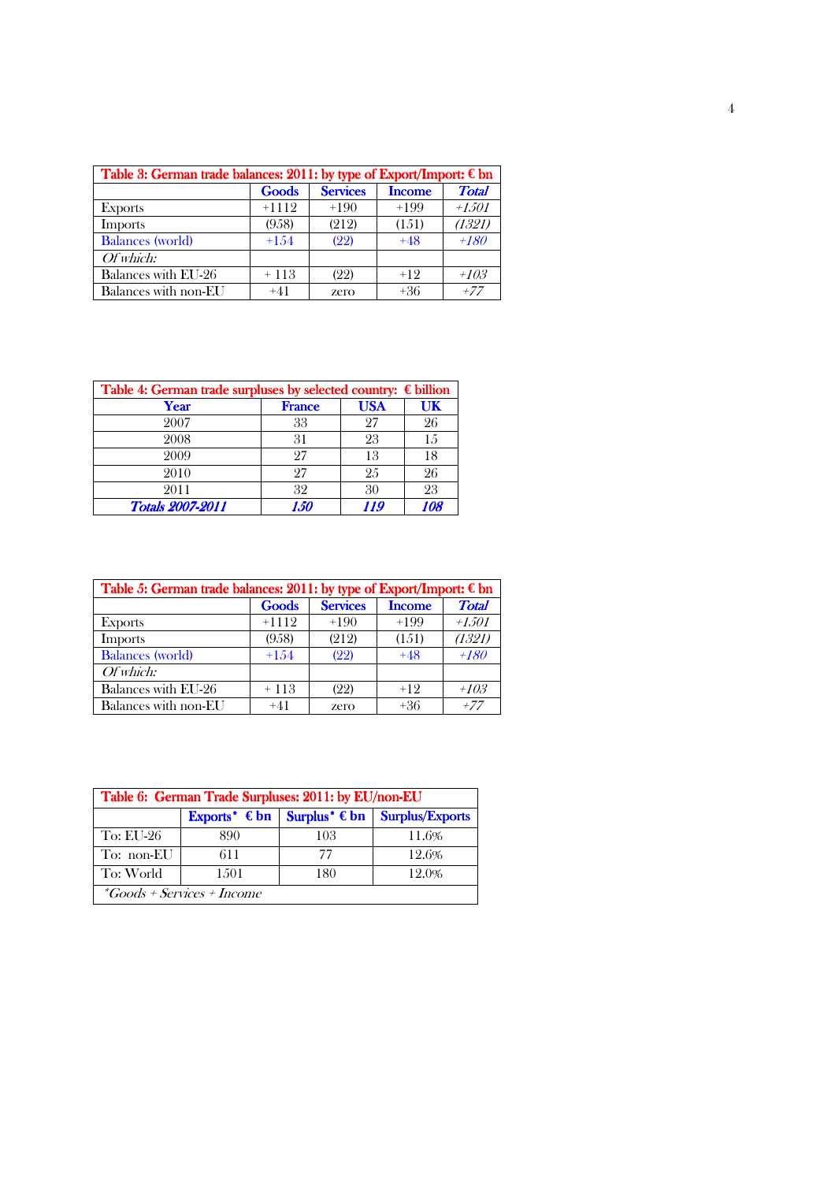| Table 3: German trade balances: 2011: by type of Export/Import: € bn | | | | |
|---|---|---|---|---|
| | **Goods** | **Services** | **Income** | ***Total*** |
| Exports | +1112 | +190 | +199 | *+1501* |
| Imports | (958) | (212) | (151) | *(1321)* |
| Balances (world) | +154 | (22) | +48 | *+180* |
| *Of which:* | | | | |
| Balances with EU-26 | + 113 | (22) | +12 | *+103* |
| Balances with non-EU | +41 | zero | +36 | *+77* |

| Table 4: German trade surpluses by selected country: € billion | | | |
|---|---|---|---|
| **Year** | **France** | **USA** | **UK** |
| 2007 | 33 | 27 | 26 |
| 2008 | 31 | 23 | 15 |
| 2009 | 27 | 13 | 18 |
| 2010 | 27 | 25 | 26 |
| 2011 | 32 | 30 | 23 |
| ***Totals 2007-2011*** | ***150*** | ***119*** | ***108*** |

| Table 5: German trade balances: 2011: by type of Export/Import: € bn | | | | |
|---|---|---|---|---|
| | **Goods** | **Services** | **Income** | ***Total*** |
| Exports | +1112 | +190 | +199 | *+1501* |
| Imports | (958) | (212) | (151) | *(1321)* |
| Balances (world) | +154 | (22) | +48 | *+180* |
| *Of which:* | | | | |
| Balances with EU-26 | + 113 | (22) | +12 | *+103* |
| Balances with non-EU | +41 | zero | +36 | *+77* |

| Table 6: German Trade Surpluses: 2011: by EU/non-EU | | | |
|---|---|---|---|
| | **Exports\* € bn** | **Surplus\* € bn** | **Surplus/Exports** |
| To: EU-26 | 890 | 103 | 11.6% |
| To: non-EU | 611 | 77 | 12.6% |
| To: World | 1501 | 180 | 12.0% |
| *\*Goods + Services + Income* | | | |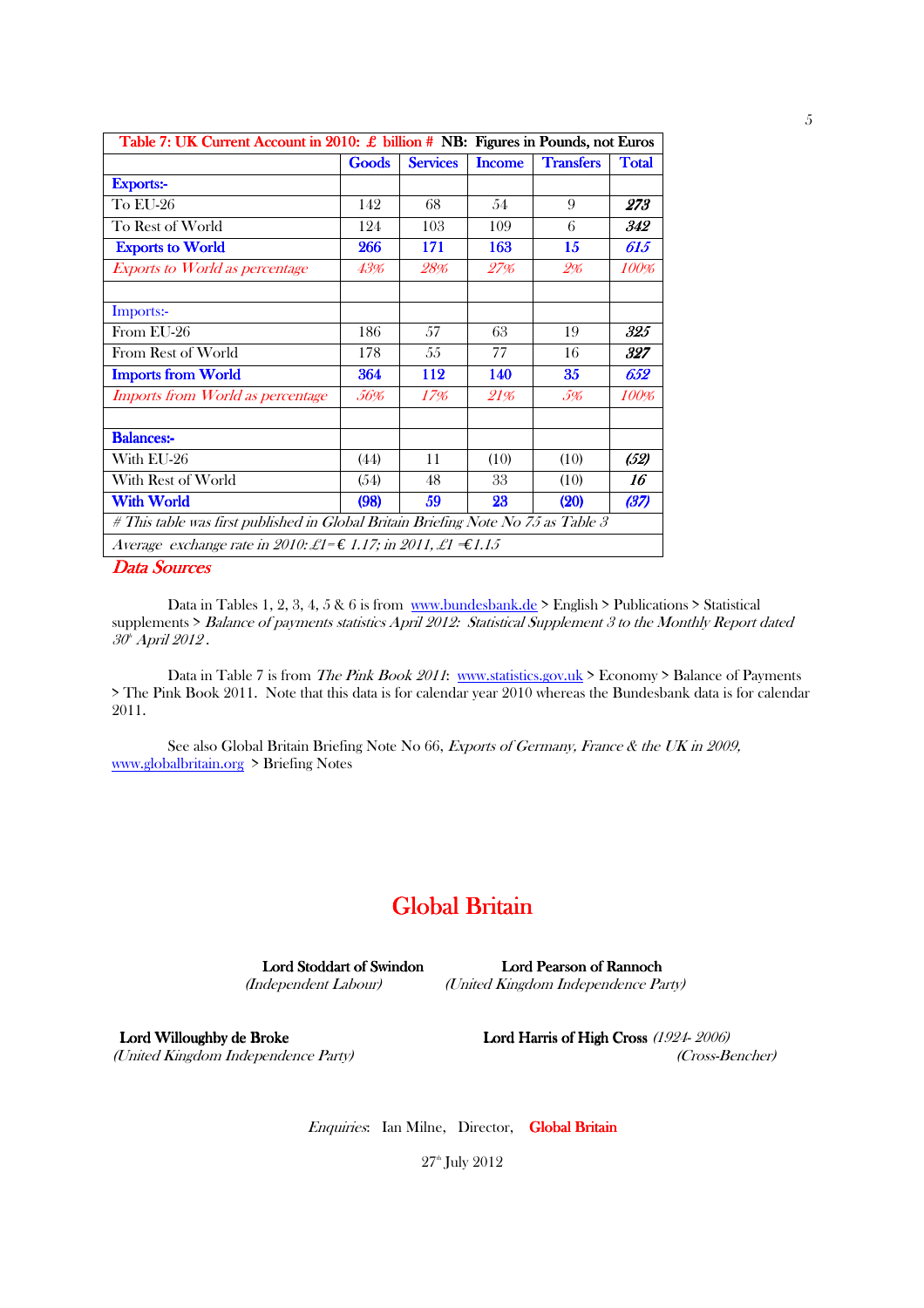| Table 7: UK Current Account in 2010: £ billion # NB: Figures in Pounds, not Euros | | | | | |
|---|---|---|---|---|---|
| | **Goods** | **Services** | **Income** | **Transfers** | **Total** |
| **Exports:-** | | | | | |
| To EU-26 | 142 | 68 | 54 | 9 | ***273*** |
| To Rest of World | 124 | 103 | 109 | 6 | ***342*** |
| **Exports to World** | **266** | **171** | **163** | **15** | *615* |
| *Exports to World as percentage* | *43%* | *28%* | *27%* | *2%* | *100%* |
| | | | | | |
| Imports:- | | | | | |
| From EU-26 | 186 | 57 | 63 | 19 | ***325*** |
| From Rest of World | 178 | 55 | 77 | 16 | ***327*** |
| **Imports from World** | **364** | **112** | **140** | **35** | *652* |
| *Imports from World as percentage* | *56%* | *17%* | *21%* | *5%* | *100%* |
| | | | | | |
| **Balances:-** | | | | | |
| With EU-26 | (44) | 11 | (10) | (10) | ***(52)*** |
| With Rest of World | (54) | 48 | 33 | (10) | ***16*** |
| **With World** | **(98)** | **59** | **23** | **(20)** | *(37)* |
| *# This table was first published in Global Britain Briefing Note No 75 as Table 3* | | | | | |
| *Average exchange rate in 2010: £1= € 1.17; in 2011, £1 =€1.15* | | | | | |

***Data Sources***

Data in Tables 1, 2, 3, 4, 5 & 6 is from www.bundesbank.de > English > Publications > Statistical supplements > *Balance of payments statistics April 2012: Statistical Supplement 3 to the Monthly Report dated 30th April 2012*.

Data in Table 7 is from *The Pink Book 2011*: www.statistics.gov.uk > Economy > Balance of Payments > The Pink Book 2011. Note that this data is for calendar year 2010 whereas the Bundesbank data is for calendar 2011.

See also Global Britain Briefing Note No 66, *Exports of Germany, France & the UK in 2009,* www.globalbritain.org > Briefing Notes

# Global Britain

**Lord Stoddart of Swindon**
*(Independent Labour)*

**Lord Pearson of Rannoch**
*(United Kingdom Independence Party)*

**Lord Willoughby de Broke**
*(United Kingdom Independence Party)*

**Lord Harris of High Cross** *(1924- 2006)*
*(Cross-Bencher)*

*Enquiries*: Ian Milne, Director, **Global Britain**

27th July 2012